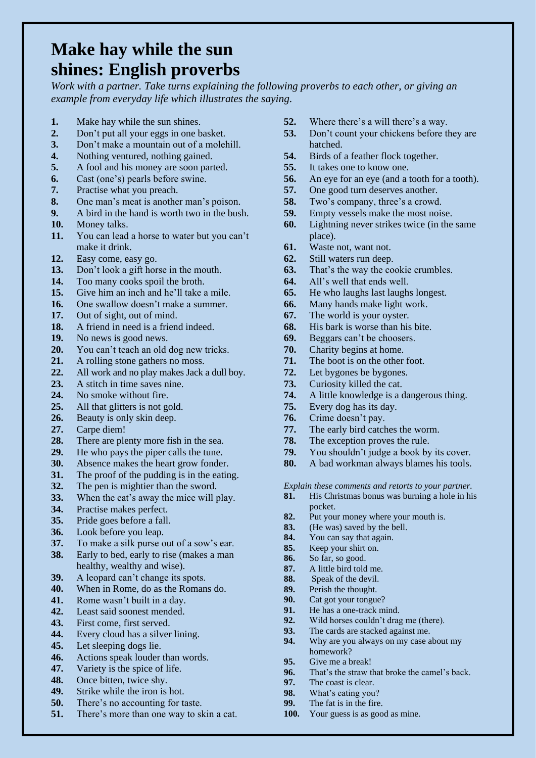# Make hay while the sun shines: English proverbs

*Work with a partner. Take turns explaining the following proverbs to each other, or giving an example from everyday life which illustrates the saying.*

1. Make hay while the sun shines.
2. Don't put all your eggs in one basket.
3. Don't make a mountain out of a molehill.
4. Nothing ventured, nothing gained.
5. A fool and his money are soon parted.
6. Cast (one's) pearls before swine.
7. Practise what you preach.
8. One man's meat is another man's poison.
9. A bird in the hand is worth two in the bush.
10. Money talks.
11. You can lead a horse to water but you can't make it drink.
12. Easy come, easy go.
13. Don't look a gift horse in the mouth.
14. Too many cooks spoil the broth.
15. Give him an inch and he'll take a mile.
16. One swallow doesn't make a summer.
17. Out of sight, out of mind.
18. A friend in need is a friend indeed.
19. No news is good news.
20. You can't teach an old dog new tricks.
21. A rolling stone gathers no moss.
22. All work and no play makes Jack a dull boy.
23. A stitch in time saves nine.
24. No smoke without fire.
25. All that glitters is not gold.
26. Beauty is only skin deep.
27. Carpe diem!
28. There are plenty more fish in the sea.
29. He who pays the piper calls the tune.
30. Absence makes the heart grow fonder.
31. The proof of the pudding is in the eating.
32. The pen is mightier than the sword.
33. When the cat's away the mice will play.
34. Practise makes perfect.
35. Pride goes before a fall.
36. Look before you leap.
37. To make a silk purse out of a sow's ear.
38. Early to bed, early to rise (makes a man healthy, wealthy and wise).
39. A leopard can't change its spots.
40. When in Rome, do as the Romans do.
41. Rome wasn't built in a day.
42. Least said soonest mended.
43. First come, first served.
44. Every cloud has a silver lining.
45. Let sleeping dogs lie.
46. Actions speak louder than words.
47. Variety is the spice of life.
48. Once bitten, twice shy.
49. Strike while the iron is hot.
50. There's no accounting for taste.
51. There's more than one way to skin a cat.
52. Where there's a will there's a way.
53. Don't count your chickens before they are hatched.
54. Birds of a feather flock together.
55. It takes one to know one.
56. An eye for an eye (and a tooth for a tooth).
57. One good turn deserves another.
58. Two's company, three's a crowd.
59. Empty vessels make the most noise.
60. Lightning never strikes twice (in the same place).
61. Waste not, want not.
62. Still waters run deep.
63. That's the way the cookie crumbles.
64. All's well that ends well.
65. He who laughs last laughs longest.
66. Many hands make light work.
67. The world is your oyster.
68. His bark is worse than his bite.
69. Beggars can't be choosers.
70. Charity begins at home.
71. The boot is on the other foot.
72. Let bygones be bygones.
73. Curiosity killed the cat.
74. A little knowledge is a dangerous thing.
75. Every dog has its day.
76. Crime doesn't pay.
77. The early bird catches the worm.
78. The exception proves the rule.
79. You shouldn't judge a book by its cover.
80. A bad workman always blames his tools.

*Explain these comments and retorts to your partner.*

81. His Christmas bonus was burning a hole in his pocket.
82. Put your money where your mouth is.
83. (He was) saved by the bell.
84. You can say that again.
85. Keep your shirt on.
86. So far, so good.
87. A little bird told me.
88. Speak of the devil.
89. Perish the thought.
90. Cat got your tongue?
91. He has a one-track mind.
92. Wild horses couldn't drag me (there).
93. The cards are stacked against me.
94. Why are you always on my case about my homework?
95. Give me a break!
96. That's the straw that broke the camel's back.
97. The coast is clear.
98. What's eating you?
99. The fat is in the fire.
100. Your guess is as good as mine.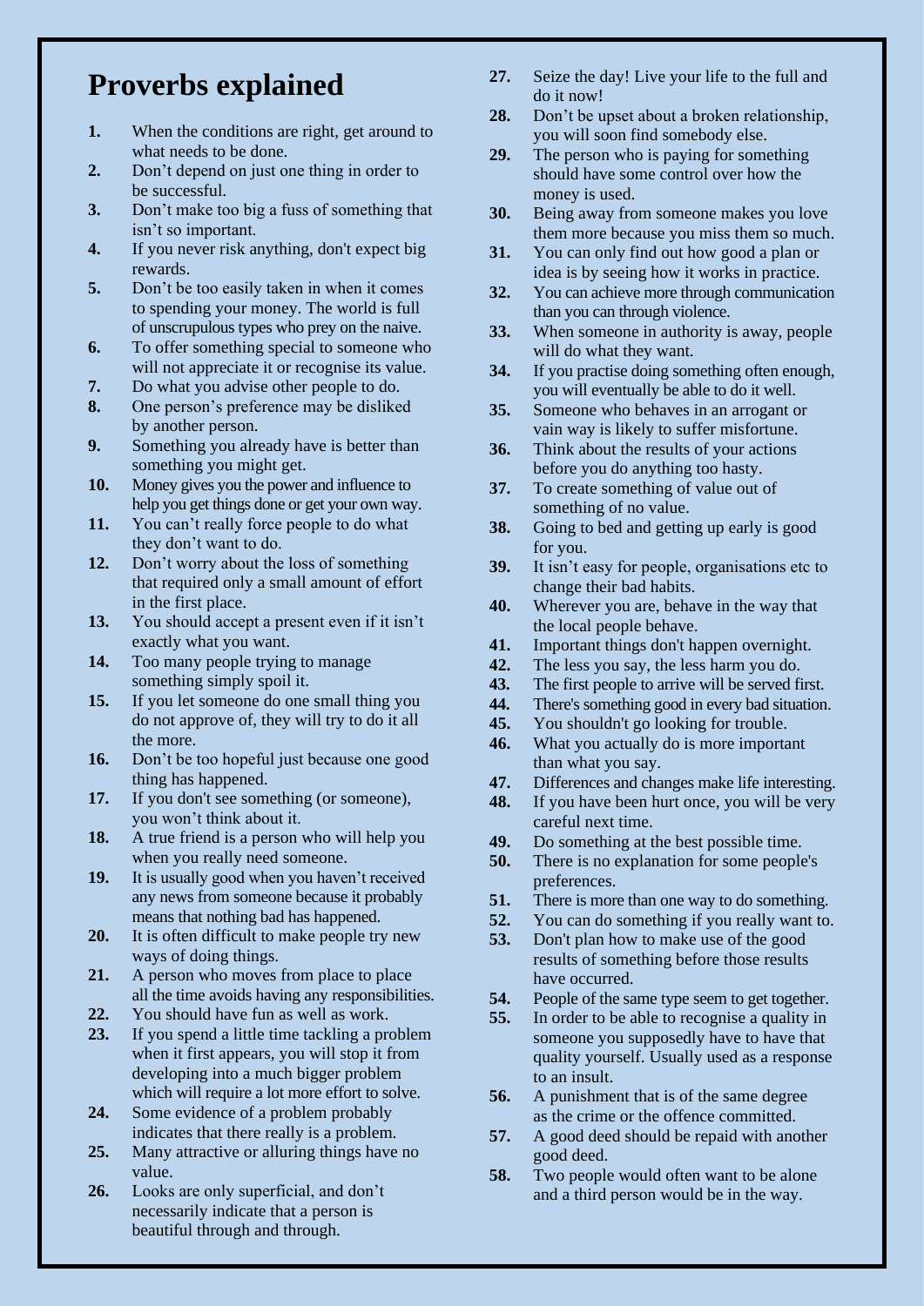# Proverbs explained

1. When the conditions are right, get around to what needs to be done.
2. Don't depend on just one thing in order to be successful.
3. Don't make too big a fuss of something that isn't so important.
4. If you never risk anything, don't expect big rewards.
5. Don't be too easily taken in when it comes to spending your money. The world is full of unscrupulous types who prey on the naive.
6. To offer something special to someone who will not appreciate it or recognise its value.
7. Do what you advise other people to do.
8. One person's preference may be disliked by another person.
9. Something you already have is better than something you might get.
10. Money gives you the power and influence to help you get things done or get your own way.
11. You can't really force people to do what they don't want to do.
12. Don't worry about the loss of something that required only a small amount of effort in the first place.
13. You should accept a present even if it isn't exactly what you want.
14. Too many people trying to manage something simply spoil it.
15. If you let someone do one small thing you do not approve of, they will try to do it all the more.
16. Don't be too hopeful just because one good thing has happened.
17. If you don't see something (or someone), you won't think about it.
18. A true friend is a person who will help you when you really need someone.
19. It is usually good when you haven't received any news from someone because it probably means that nothing bad has happened.
20. It is often difficult to make people try new ways of doing things.
21. A person who moves from place to place all the time avoids having any responsibilities.
22. You should have fun as well as work.
23. If you spend a little time tackling a problem when it first appears, you will stop it from developing into a much bigger problem which will require a lot more effort to solve.
24. Some evidence of a problem probably indicates that there really is a problem.
25. Many attractive or alluring things have no value.
26. Looks are only superficial, and don't necessarily indicate that a person is beautiful through and through.
27. Seize the day! Live your life to the full and do it now!
28. Don't be upset about a broken relationship, you will soon find somebody else.
29. The person who is paying for something should have some control over how the money is used.
30. Being away from someone makes you love them more because you miss them so much.
31. You can only find out how good a plan or idea is by seeing how it works in practice.
32. You can achieve more through communication than you can through violence.
33. When someone in authority is away, people will do what they want.
34. If you practise doing something often enough, you will eventually be able to do it well.
35. Someone who behaves in an arrogant or vain way is likely to suffer misfortune.
36. Think about the results of your actions before you do anything too hasty.
37. To create something of value out of something of no value.
38. Going to bed and getting up early is good for you.
39. It isn't easy for people, organisations etc to change their bad habits.
40. Wherever you are, behave in the way that the local people behave.
41. Important things don't happen overnight.
42. The less you say, the less harm you do.
43. The first people to arrive will be served first.
44. There's something good in every bad situation.
45. You shouldn't go looking for trouble.
46. What you actually do is more important than what you say.
47. Differences and changes make life interesting.
48. If you have been hurt once, you will be very careful next time.
49. Do something at the best possible time.
50. There is no explanation for some people's preferences.
51. There is more than one way to do something.
52. You can do something if you really want to.
53. Don't plan how to make use of the good results of something before those results have occurred.
54. People of the same type seem to get together.
55. In order to be able to recognise a quality in someone you supposedly have to have that quality yourself. Usually used as a response to an insult.
56. A punishment that is of the same degree as the crime or the offence committed.
57. A good deed should be repaid with another good deed.
58. Two people would often want to be alone and a third person would be in the way.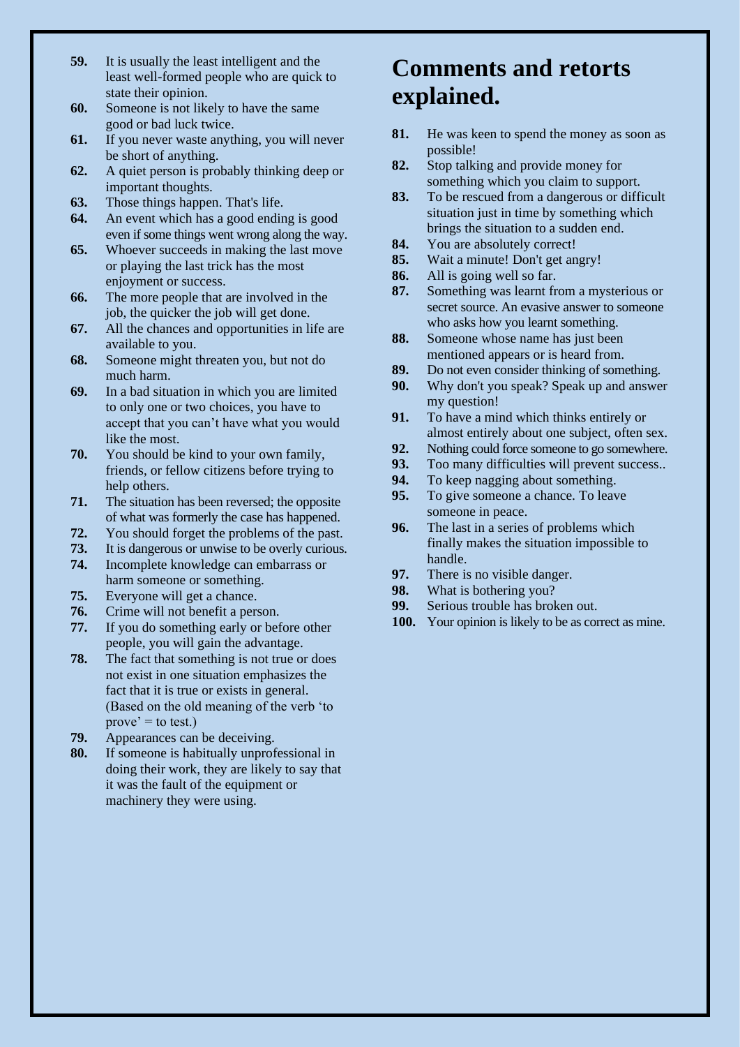59. It is usually the least intelligent and the least well-formed people who are quick to state their opinion.
60. Someone is not likely to have the same good or bad luck twice.
61. If you never waste anything, you will never be short of anything.
62. A quiet person is probably thinking deep or important thoughts.
63. Those things happen. That's life.
64. An event which has a good ending is good even if some things went wrong along the way.
65. Whoever succeeds in making the last move or playing the last trick has the most enjoyment or success.
66. The more people that are involved in the job, the quicker the job will get done.
67. All the chances and opportunities in life are available to you.
68. Someone might threaten you, but not do much harm.
69. In a bad situation in which you are limited to only one or two choices, you have to accept that you can't have what you would like the most.
70. You should be kind to your own family, friends, or fellow citizens before trying to help others.
71. The situation has been reversed; the opposite of what was formerly the case has happened.
72. You should forget the problems of the past.
73. It is dangerous or unwise to be overly curious.
74. Incomplete knowledge can embarrass or harm someone or something.
75. Everyone will get a chance.
76. Crime will not benefit a person.
77. If you do something early or before other people, you will gain the advantage.
78. The fact that something is not true or does not exist in one situation emphasizes the fact that it is true or exists in general. (Based on the old meaning of the verb 'to prove' = to test.)
79. Appearances can be deceiving.
80. If someone is habitually unprofessional in doing their work, they are likely to say that it was the fault of the equipment or machinery they were using.

# Comments and retorts explained.

81. He was keen to spend the money as soon as possible!
82. Stop talking and provide money for something which you claim to support.
83. To be rescued from a dangerous or difficult situation just in time by something which brings the situation to a sudden end.
84. You are absolutely correct!
85. Wait a minute! Don't get angry!
86. All is going well so far.
87. Something was learnt from a mysterious or secret source. An evasive answer to someone who asks how you learnt something.
88. Someone whose name has just been mentioned appears or is heard from.
89. Do not even consider thinking of something.
90. Why don't you speak? Speak up and answer my question!
91. To have a mind which thinks entirely or almost entirely about one subject, often sex.
92. Nothing could force someone to go somewhere.
93. Too many difficulties will prevent success..
94. To keep nagging about something.
95. To give someone a chance. To leave someone in peace.
96. The last in a series of problems which finally makes the situation impossible to handle.
97. There is no visible danger.
98. What is bothering you?
99. Serious trouble has broken out.
100. Your opinion is likely to be as correct as mine.